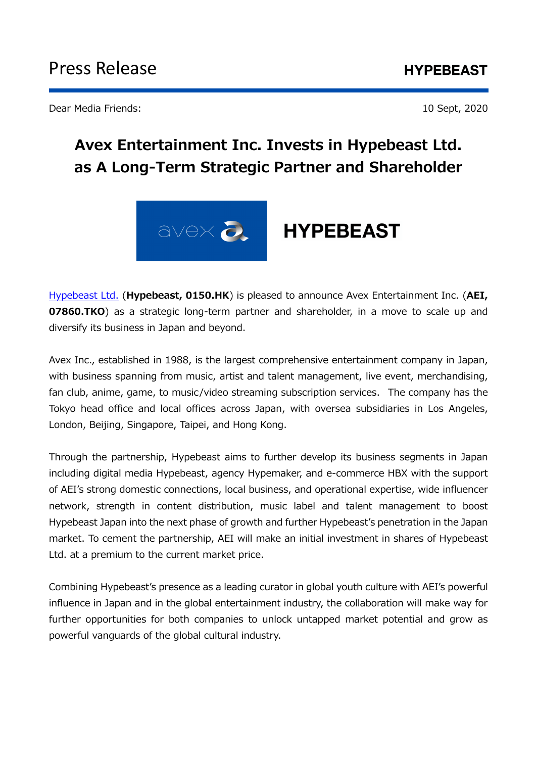Press Release

**HYPEBEAST**

Dear Media Friends:

10 Sept, 2020

# Avex Entertainment Inc. Invests in Hypebeast Ltd. as A Long-Term Strategic Partner and Shareholder

[Hypebeast Ltd.](#) (**Hypebeast, 0150.HK**) is pleased to announce Avex Entertainment Inc. (**AEI, 07860.TKO**) as a strategic long-term partner and shareholder, in a move to scale up and diversify its business in Japan and beyond.

Avex Inc., established in 1988, is the largest comprehensive entertainment company in Japan, with business spanning from music, artist and talent management, live event, merchandising, fan club, anime, game, to music/video streaming subscription services. The company has the Tokyo head office and local offices across Japan, with oversea subsidiaries in Los Angeles, London, Beijing, Singapore, Taipei, and Hong Kong.

Through the partnership, Hypebeast aims to further develop its business segments in Japan including digital media Hypebeast, agency Hypemaker, and e-commerce HBX with the support of AEI's strong domestic connections, local business, and operational expertise, wide influencer network, strength in content distribution, music label and talent management to boost Hypebeast Japan into the next phase of growth and further Hypebeast's penetration in the Japan market. To cement the partnership, AEI will make an initial investment in shares of Hypebeast Ltd. at a premium to the current market price.

Combining Hypebeast's presence as a leading curator in global youth culture with AEI's powerful influence in Japan and in the global entertainment industry, the collaboration will make way for further opportunities for both companies to unlock untapped market potential and grow as powerful vanguards of the global cultural industry.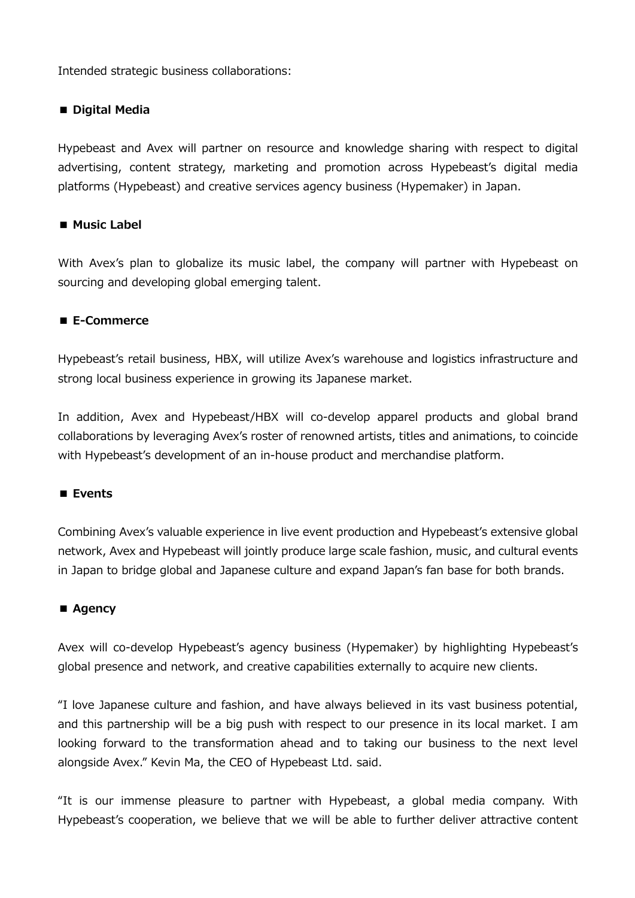Intended strategic business collaborations:

■ **Digital Media**

Hypebeast and Avex will partner on resource and knowledge sharing with respect to digital advertising, content strategy, marketing and promotion across Hypebeast's digital media platforms (Hypebeast) and creative services agency business (Hypemaker) in Japan.

■ **Music Label**

With Avex's plan to globalize its music label, the company will partner with Hypebeast on sourcing and developing global emerging talent.

■ **E-Commerce**

Hypebeast's retail business, HBX, will utilize Avex's warehouse and logistics infrastructure and strong local business experience in growing its Japanese market.

In addition, Avex and Hypebeast/HBX will co-develop apparel products and global brand collaborations by leveraging Avex's roster of renowned artists, titles and animations, to coincide with Hypebeast's development of an in-house product and merchandise platform.

■ **Events**

Combining Avex's valuable experience in live event production and Hypebeast's extensive global network, Avex and Hypebeast will jointly produce large scale fashion, music, and cultural events in Japan to bridge global and Japanese culture and expand Japan's fan base for both brands.

■ **Agency**

Avex will co-develop Hypebeast's agency business (Hypemaker) by highlighting Hypebeast's global presence and network, and creative capabilities externally to acquire new clients.

"I love Japanese culture and fashion, and have always believed in its vast business potential, and this partnership will be a big push with respect to our presence in its local market. I am looking forward to the transformation ahead and to taking our business to the next level alongside Avex." Kevin Ma, the CEO of Hypebeast Ltd. said.

"It is our immense pleasure to partner with Hypebeast, a global media company. With Hypebeast's cooperation, we believe that we will be able to further deliver attractive content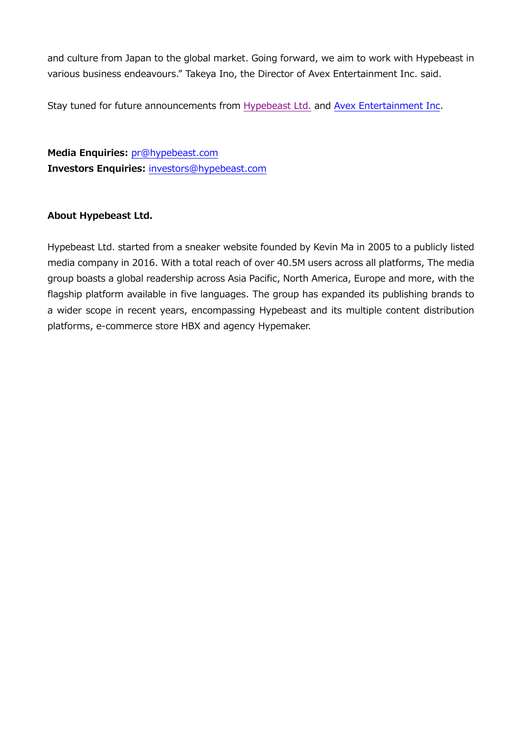and culture from Japan to the global market. Going forward, we aim to work with Hypebeast in various business endeavours." Takeya Ino, the Director of Avex Entertainment Inc. said.

Stay tuned for future announcements from Hypebeast Ltd. and Avex Entertainment Inc.

**Media Enquiries:** pr@hypebeast.com
**Investors Enquiries:** investors@hypebeast.com

**About Hypebeast Ltd.**

Hypebeast Ltd. started from a sneaker website founded by Kevin Ma in 2005 to a publicly listed media company in 2016. With a total reach of over 40.5M users across all platforms, The media group boasts a global readership across Asia Pacific, North America, Europe and more, with the flagship platform available in five languages. The group has expanded its publishing brands to a wider scope in recent years, encompassing Hypebeast and its multiple content distribution platforms, e-commerce store HBX and agency Hypemaker.